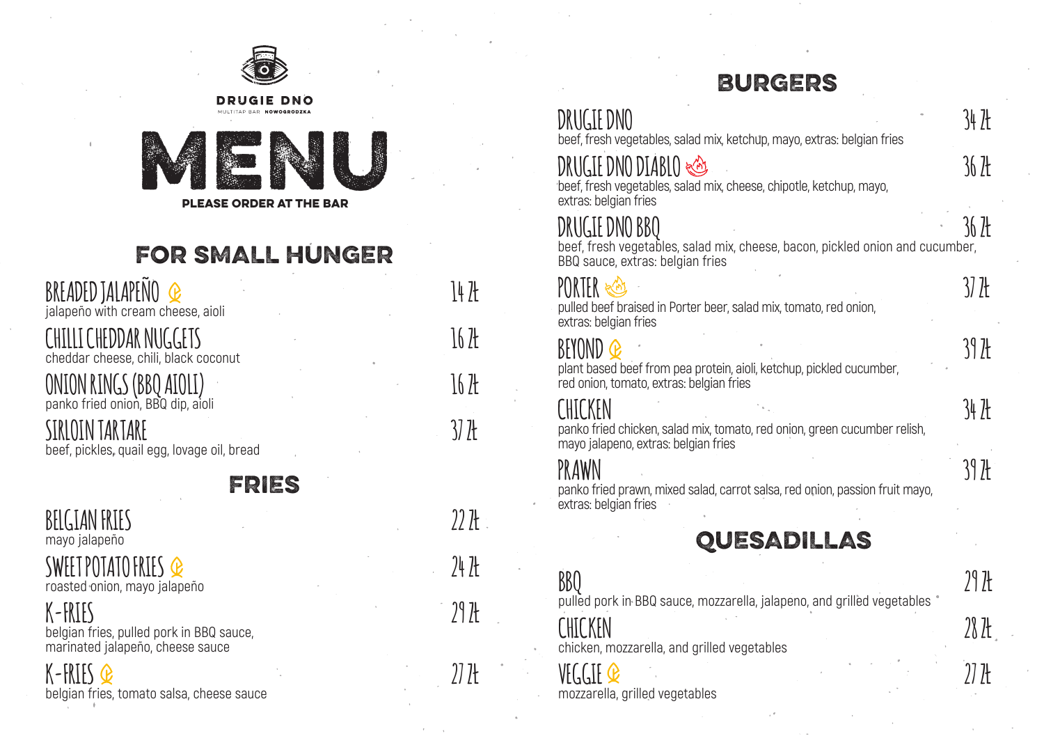DRUGIE DNO

MULTITAP BAR **NOWOGRODZKA**

# MENU

**PLEASE ORDER AT THE BAR**

## FOR SMALL HUNGER

**BREADED JALAPEÑO** — 14 zł
jalapeño with cream cheese, aioli

**CHILLI CHEDDAR NUGGETS** — 16 zł
cheddar cheese, chili, black coconut

**ONION RINGS (BBQ AIOLI)** — 16 zł
panko fried onion, BBQ dip, aioli

**SIRLOIN TARTARE** — 37 zł
beef, pickles, quail egg, lovage oil, bread

## FRIES

**BELGIAN FRIES** — 22 zł
mayo jalapeño

**SWEET POTATO FRIES** — 24 zł
roasted onion, mayo jalapeño

**K-FRIES** — 29 zł
belgian fries, pulled pork in BBQ sauce, marinated jalapeño, cheese sauce

**K-FRIES** — 27 zł
belgian fries, tomato salsa, cheese sauce

## BURGERS

**DRUGIE DNO** — 34 zł
beef, fresh vegetables, salad mix, ketchup, mayo, extras: belgian fries

**DRUGIE DNO DIABLO** — 36 zł
beef, fresh vegetables, salad mix, cheese, chipotle, ketchup, mayo, extras: belgian fries

**DRUGIE DNO BBQ** — 36 zł
beef, fresh vegetables, salad mix, cheese, bacon, pickled onion and cucumber, BBQ sauce, extras: belgian fries

**PORTER** — 37 zł
pulled beef braised in Porter beer, salad mix, tomato, red onion, extras: belgian fries

**BEYOND** — 39 zł
plant based beef from pea protein, aioli, ketchup, pickled cucumber, red onion, tomato, extras: belgian fries

**CHICKEN** — 34 zł
panko fried chicken, salad mix, tomato, red onion, green cucumber relish, mayo jalapeno, extras: belgian fries

**PRAWN** — 39 zł
panko fried prawn, mixed salad, carrot salsa, red onion, passion fruit mayo, extras: belgian fries

## QUESADILLAS

**BBQ** — 29 zł
pulled pork in BBQ sauce, mozzarella, jalapeno, and grilled vegetables

**CHICKEN** — 28 zł
chicken, mozzarella, and grilled vegetables

**VEGGIE** — 27 zł
mozzarella, grilled vegetables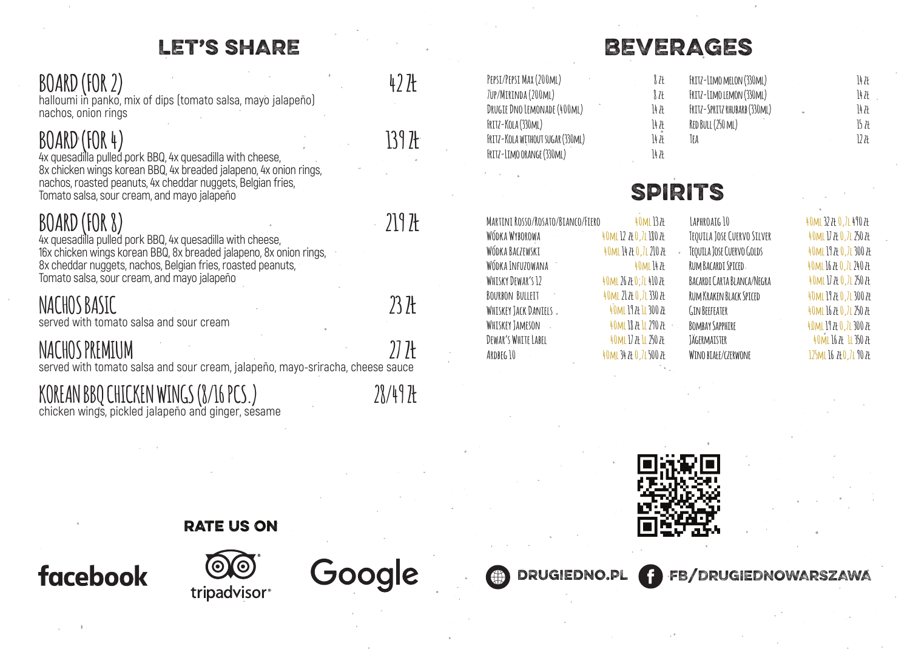## LET'S SHARE

**BOARD (FOR 2)** — 42 zł
halloumi in panko, mix of dips (tomato salsa, mayo jalapeño) nachos, onion rings

**BOARD (FOR 4)** — 139 zł
4x quesadilla pulled pork BBQ, 4x quesadilla with cheese, 8x chicken wings korean BBQ, 4x breaded jalapeno, 4x onion rings, nachos, roasted peanuts, 4x cheddar nuggets, Belgian fries, Tomato salsa, sour cream, and mayo jalapeño

**BOARD (FOR 8)** — 219 zł
4x quesadilla pulled pork BBQ, 4x quesadilla with cheese, 16x chicken wings korean BBQ, 8x breaded jalapeno, 8x onion rings, 8x cheddar nuggets, nachos, Belgian fries, roasted peanuts, Tomato salsa, sour cream, and mayo jalapeño

**NACHOS BASIC** — 23 zł
served with tomato salsa and sour cream

**NACHOS PREMIUM** — 27 zł
served with tomato salsa and sour cream, jalapeño, mayo-sriracha, cheese sauce

**KOREAN BBQ CHICKEN WINGS (8/16 PCS.)** — 28/49 zł
chicken wings, pickled jalapeño and ginger, sesame

## BEVERAGES

| | |
|---|---|
| Pepsi/Pepsi Max (200ml) | 8 zł |
| 7up/Mirinda (200ml) | 8 zł |
| Drugie Dno Lemonade (400ml) | 14 zł |
| Fritz-Kola (330ml) | 14 zł |
| Fritz-Kola without sugar (330ml) | 14 zł |
| Fritz-Limo orange (330ml) | 14 zł |
| Fritz-Limo melon (330ml) | 14 zł |
| Fritz-Limo lemon (330ml) | 14 zł |
| Fritz-Spritz rhubarb (330ml) | 14 zł |
| Red Bull (250 ml) | 15 zł |
| Tea | 12 zł |

## SPIRITS

| | |
|---|---|
| Martini Rosso/Rosato/Bianco/Fiero | 40ml 13 zł |
| Wódka Wyborowa | 40ml 12 zł 0,7l 180 zł |
| Wódka Baczewski | 40ml 14 zł 0,7l 210 zł |
| Wódka Infuzowana | 40ml 14 zł |
| Whisky Dewar's 12 | 40ml 26 zł 0,7l 410 zł |
| Bourbon Bulleit | 40ml 21 zł 0,7l 330 zł |
| Whiskey Jack Daniels | 40ml 19 zł 1l 300 zł |
| Whiskey Jameson | 40ml 18 zł 1l 290 zł |
| Dewar's White Label | 40ml 17 zł 1l 250 zł |
| Ardbeg 10 | 40ml 34 zł 0,7l 500 zł |
| Laphroaig 10 | 40ml 32 zł 0,7l 490 zł |
| Tequila Jose Cuervo Silver | 40ml 17 zł 0,7l 250 zł |
| Tequila Jose Cuervo Golds | 40ml 19 zł 0,7l 300 zł |
| Rum Bacardi Spiced | 40ml 16 zł 0,7l 240 zł |
| Bacardi Carta Blanca/Negra | 40ml 17 zł 0,7l 250 zł |
| Rum Kraken Black Spiced | 40ml 19 zł 0,7l 300 zł |
| Gin Beefeater | 40ml 16 zł 0,7l 250 zł |
| Bombay Sapphire | 40ml 19 zł 0,7l 300 zł |
| Jägermaister | 40ml 16 zł 1l 350 zł |
| Wino białe/czerwone | 125ml 16 zł 0,7l 90 zł |

**RATE US ON**

facebook tripadvisor Google

DRUGIEDNO.PL FB/DRUGIEDNOWARSZAWA